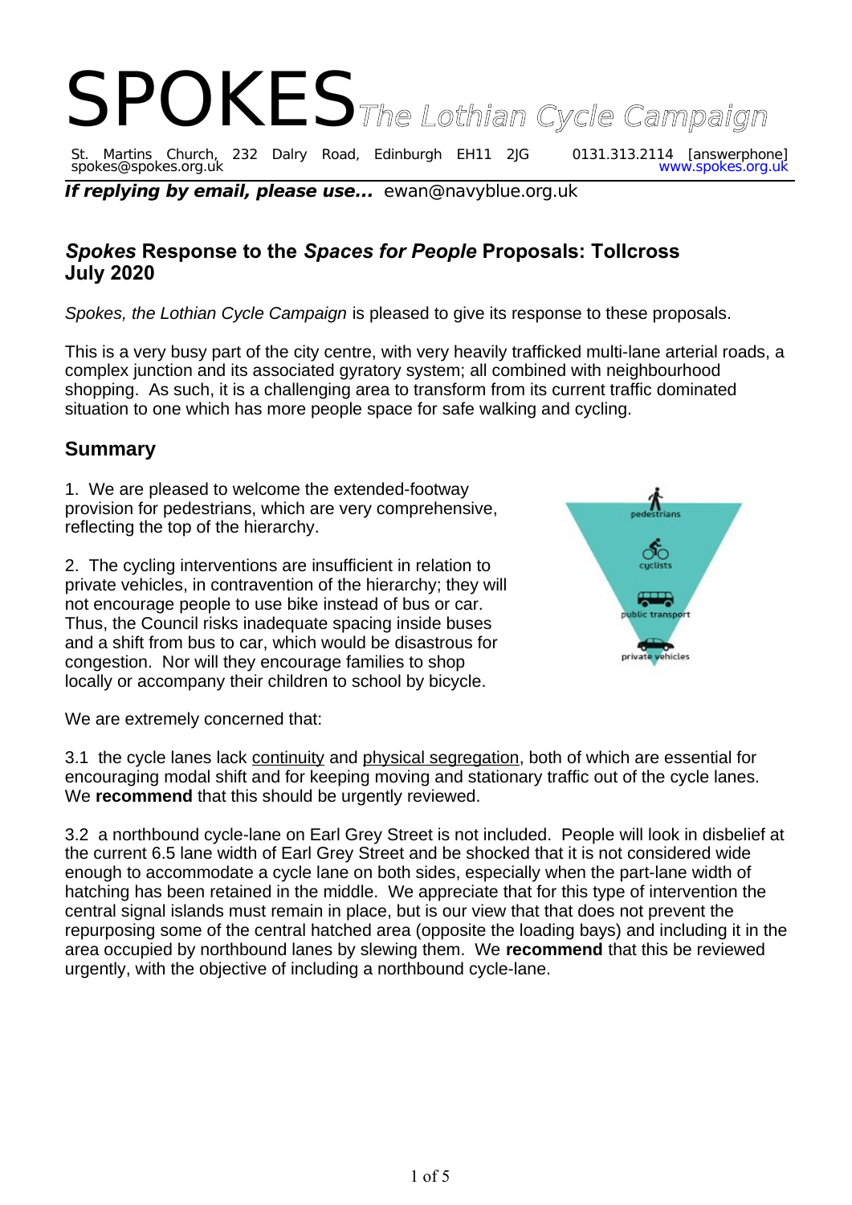# SPOKES *The Lothian Cycle Campaign*

St. Martins Church, 232 Dalry Road, Edinburgh EH11 2JG 0131.313.2114 [answerphone]
spokes@spokes.org.uk www.spokes.org.uk

***If replying by email, please use...*** ewan@navyblue.org.uk

## *Spokes* Response to the *Spaces for People* Proposals: Tollcross July 2020

*Spokes, the Lothian Cycle Campaign* is pleased to give its response to these proposals.

This is a very busy part of the city centre, with very heavily trafficked multi-lane arterial roads, a complex junction and its associated gyratory system; all combined with neighbourhood shopping. As such, it is a challenging area to transform from its current traffic dominated situation to one which has more people space for safe walking and cycling.

## Summary

1. We are pleased to welcome the extended-footway provision for pedestrians, which are very comprehensive, reflecting the top of the hierarchy.

2. The cycling interventions are insufficient in relation to private vehicles, in contravention of the hierarchy; they will not encourage people to use bike instead of bus or car. Thus, the Council risks inadequate spacing inside buses and a shift from bus to car, which would be disastrous for congestion. Nor will they encourage families to shop locally or accompany their children to school by bicycle.

We are extremely concerned that:

3.1 the cycle lanes lack continuity and physical segregation, both of which are essential for encouraging modal shift and for keeping moving and stationary traffic out of the cycle lanes. We **recommend** that this should be urgently reviewed.

3.2 a northbound cycle-lane on Earl Grey Street is not included. People will look in disbelief at the current 6.5 lane width of Earl Grey Street and be shocked that it is not considered wide enough to accommodate a cycle lane on both sides, especially when the part-lane width of hatching has been retained in the middle. We appreciate that for this type of intervention the central signal islands must remain in place, but is our view that that does not prevent the repurposing some of the central hatched area (opposite the loading bays) and including it in the area occupied by northbound lanes by slewing them. We **recommend** that this be reviewed urgently, with the objective of including a northbound cycle-lane.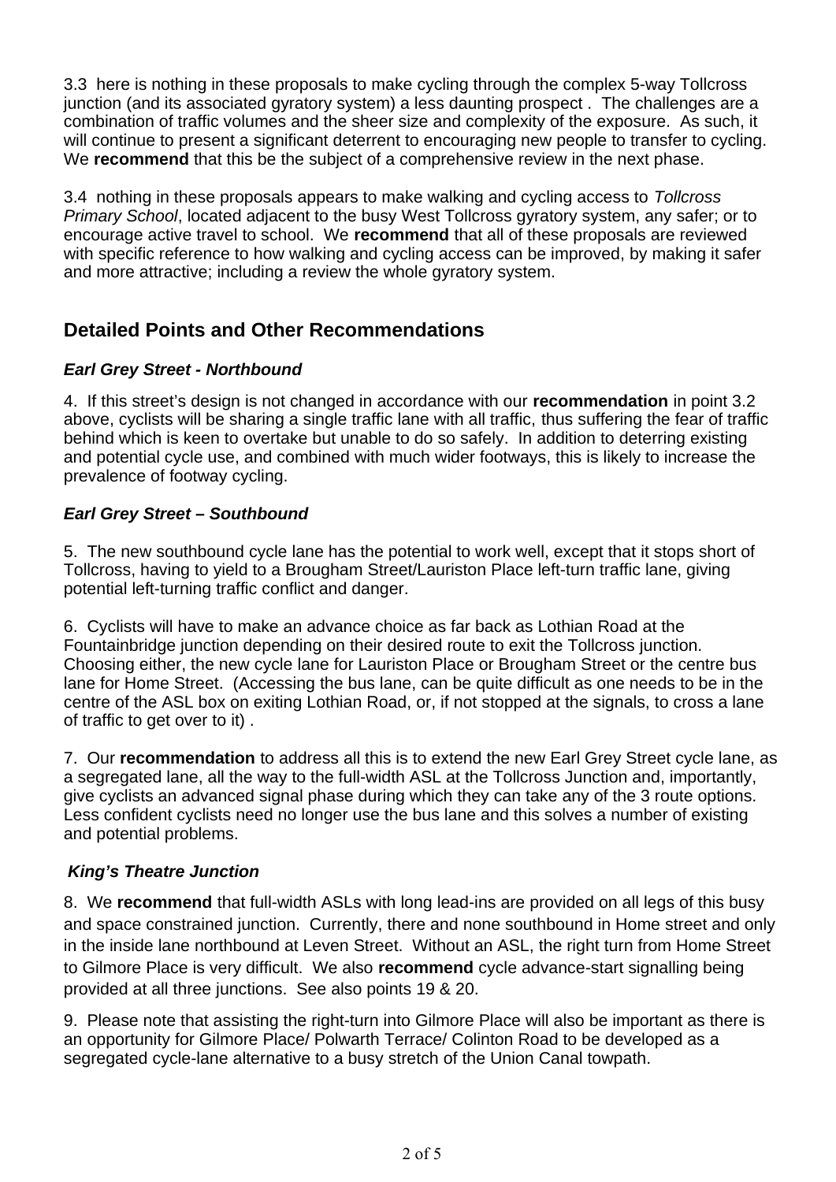3.3 here is nothing in these proposals to make cycling through the complex 5-way Tollcross junction (and its associated gyratory system) a less daunting prospect . The challenges are a combination of traffic volumes and the sheer size and complexity of the exposure. As such, it will continue to present a significant deterrent to encouraging new people to transfer to cycling. We **recommend** that this be the subject of a comprehensive review in the next phase.

3.4 nothing in these proposals appears to make walking and cycling access to *Tollcross Primary School*, located adjacent to the busy West Tollcross gyratory system, any safer; or to encourage active travel to school. We **recommend** that all of these proposals are reviewed with specific reference to how walking and cycling access can be improved, by making it safer and more attractive; including a review the whole gyratory system.

## Detailed Points and Other Recommendations

### *Earl Grey Street - Northbound*

4. If this street's design is not changed in accordance with our **recommendation** in point 3.2 above, cyclists will be sharing a single traffic lane with all traffic, thus suffering the fear of traffic behind which is keen to overtake but unable to do so safely. In addition to deterring existing and potential cycle use, and combined with much wider footways, this is likely to increase the prevalence of footway cycling.

### *Earl Grey Street – Southbound*

5. The new southbound cycle lane has the potential to work well, except that it stops short of Tollcross, having to yield to a Brougham Street/Lauriston Place left-turn traffic lane, giving potential left-turning traffic conflict and danger.

6. Cyclists will have to make an advance choice as far back as Lothian Road at the Fountainbridge junction depending on their desired route to exit the Tollcross junction. Choosing either, the new cycle lane for Lauriston Place or Brougham Street or the centre bus lane for Home Street. (Accessing the bus lane, can be quite difficult as one needs to be in the centre of the ASL box on exiting Lothian Road, or, if not stopped at the signals, to cross a lane of traffic to get over to it) .

7. Our **recommendation** to address all this is to extend the new Earl Grey Street cycle lane, as a segregated lane, all the way to the full-width ASL at the Tollcross Junction and, importantly, give cyclists an advanced signal phase during which they can take any of the 3 route options. Less confident cyclists need no longer use the bus lane and this solves a number of existing and potential problems.

### *King's Theatre Junction*

8. We **recommend** that full-width ASLs with long lead-ins are provided on all legs of this busy and space constrained junction. Currently, there and none southbound in Home street and only in the inside lane northbound at Leven Street. Without an ASL, the right turn from Home Street to Gilmore Place is very difficult. We also **recommend** cycle advance-start signalling being provided at all three junctions. See also points 19 & 20.

9. Please note that assisting the right-turn into Gilmore Place will also be important as there is an opportunity for Gilmore Place/ Polwarth Terrace/ Colinton Road to be developed as a segregated cycle-lane alternative to a busy stretch of the Union Canal towpath.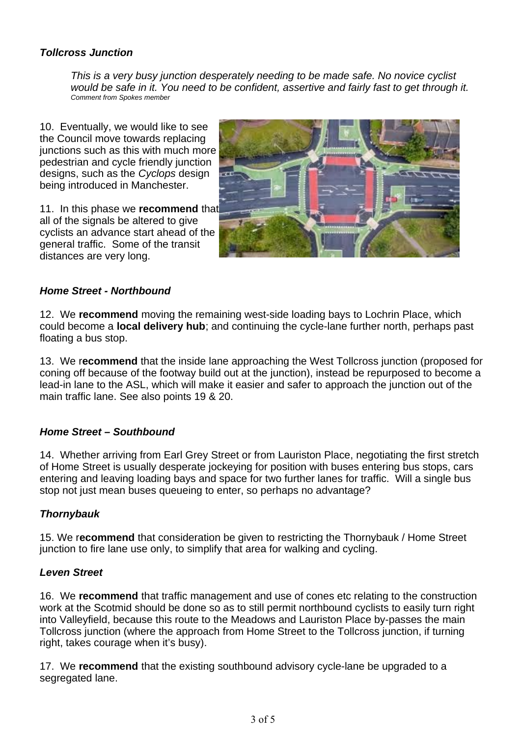### *Tollcross Junction*

> *This is a very busy junction desperately needing to be made safe. No novice cyclist would be safe in it. You need to be confident, assertive and fairly fast to get through it.*
> *Comment from Spokes member*

10. Eventually, we would like to see the Council move towards replacing junctions such as this with much more pedestrian and cycle friendly junction designs, such as the *Cyclops* design being introduced in Manchester.

11. In this phase we **recommend** that all of the signals be altered to give cyclists an advance start ahead of the general traffic. Some of the transit distances are very long.

### *Home Street - Northbound*

12. We **recommend** moving the remaining west-side loading bays to Lochrin Place, which could become a **local delivery hub**; and continuing the cycle-lane further north, perhaps past floating a bus stop.

13. We r**ecommend** that the inside lane approaching the West Tollcross junction (proposed for coning off because of the footway build out at the junction), instead be repurposed to become a lead-in lane to the ASL, which will make it easier and safer to approach the junction out of the main traffic lane. See also points 19 & 20.

### *Home Street – Southbound*

14. Whether arriving from Earl Grey Street or from Lauriston Place, negotiating the first stretch of Home Street is usually desperate jockeying for position with buses entering bus stops, cars entering and leaving loading bays and space for two further lanes for traffic. Will a single bus stop not just mean buses queueing to enter, so perhaps no advantage?

### *Thornybauk*

15. We r**ecommend** that consideration be given to restricting the Thornybauk / Home Street junction to fire lane use only, to simplify that area for walking and cycling.

### *Leven Street*

16. We **recommend** that traffic management and use of cones etc relating to the construction work at the Scotmid should be done so as to still permit northbound cyclists to easily turn right into Valleyfield, because this route to the Meadows and Lauriston Place by-passes the main Tollcross junction (where the approach from Home Street to the Tollcross junction, if turning right, takes courage when it's busy).

17. We **recommend** that the existing southbound advisory cycle-lane be upgraded to a segregated lane.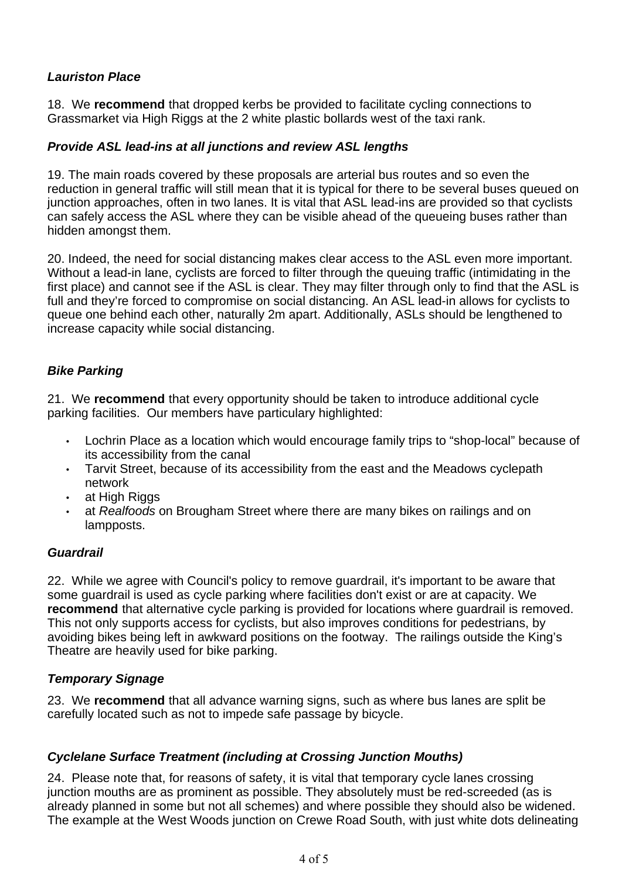### *Lauriston Place*

18. We **recommend** that dropped kerbs be provided to facilitate cycling connections to Grassmarket via High Riggs at the 2 white plastic bollards west of the taxi rank.

### *Provide ASL lead-ins at all junctions and review ASL lengths*

19. The main roads covered by these proposals are arterial bus routes and so even the reduction in general traffic will still mean that it is typical for there to be several buses queued on junction approaches, often in two lanes. It is vital that ASL lead-ins are provided so that cyclists can safely access the ASL where they can be visible ahead of the queueing buses rather than hidden amongst them.

20. Indeed, the need for social distancing makes clear access to the ASL even more important. Without a lead-in lane, cyclists are forced to filter through the queuing traffic (intimidating in the first place) and cannot see if the ASL is clear. They may filter through only to find that the ASL is full and they're forced to compromise on social distancing. An ASL lead-in allows for cyclists to queue one behind each other, naturally 2m apart. Additionally, ASLs should be lengthened to increase capacity while social distancing.

### *Bike Parking*

21. We **recommend** that every opportunity should be taken to introduce additional cycle parking facilities. Our members have particulary highlighted:

- Lochrin Place as a location which would encourage family trips to "shop-local" because of its accessibility from the canal
- Tarvit Street, because of its accessibility from the east and the Meadows cyclepath network
- at High Riggs
- at *Realfoods* on Brougham Street where there are many bikes on railings and on lampposts.

### *Guardrail*

22. While we agree with Council's policy to remove guardrail, it's important to be aware that some guardrail is used as cycle parking where facilities don't exist or are at capacity. We **recommend** that alternative cycle parking is provided for locations where guardrail is removed. This not only supports access for cyclists, but also improves conditions for pedestrians, by avoiding bikes being left in awkward positions on the footway. The railings outside the King's Theatre are heavily used for bike parking.

### *Temporary Signage*

23. We **recommend** that all advance warning signs, such as where bus lanes are split be carefully located such as not to impede safe passage by bicycle.

### *Cyclelane Surface Treatment (including at Crossing Junction Mouths)*

24. Please note that, for reasons of safety, it is vital that temporary cycle lanes crossing junction mouths are as prominent as possible. They absolutely must be red-screeded (as is already planned in some but not all schemes) and where possible they should also be widened. The example at the West Woods junction on Crewe Road South, with just white dots delineating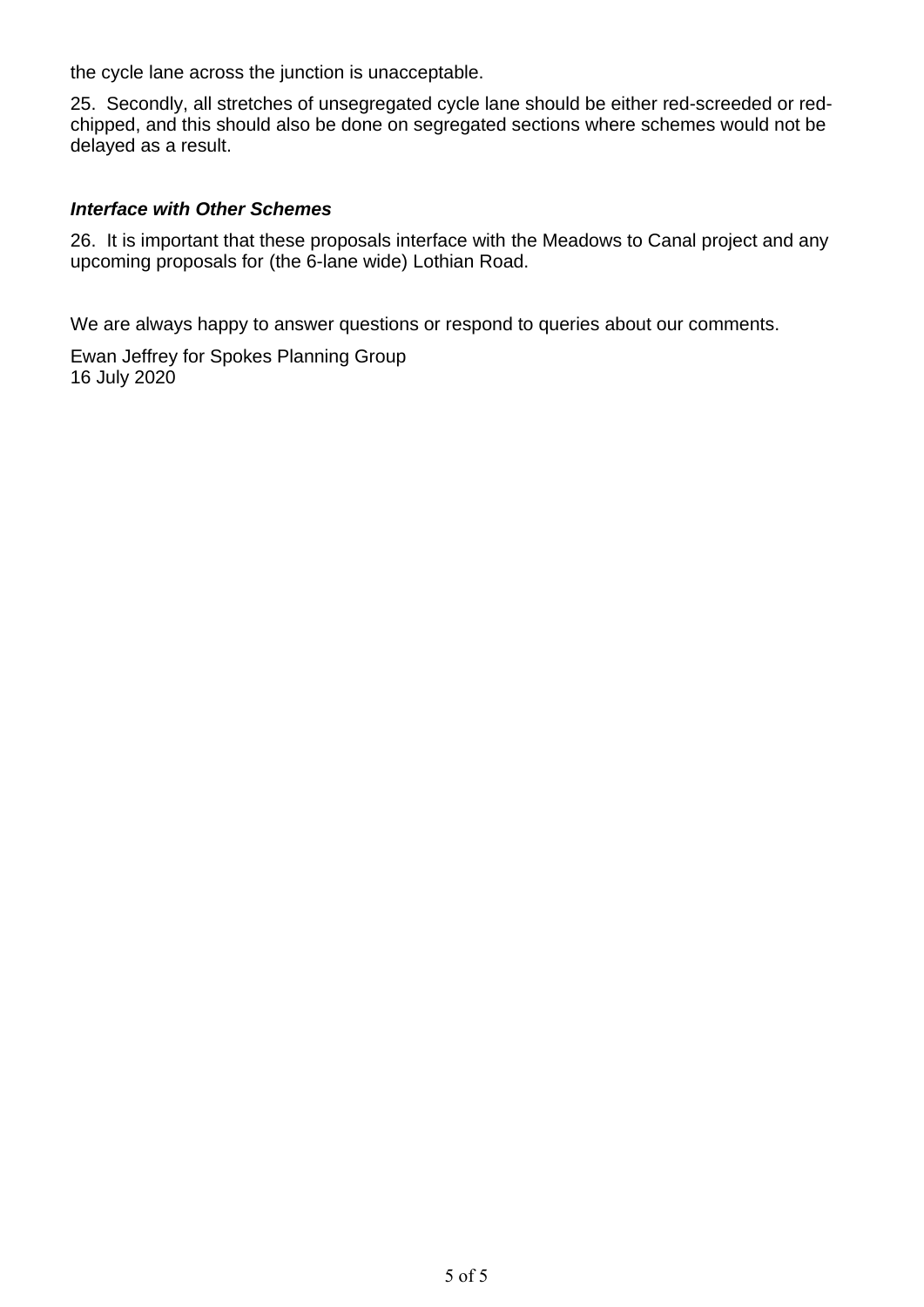the cycle lane across the junction is unacceptable.

25. Secondly, all stretches of unsegregated cycle lane should be either red-screeded or red-chipped, and this should also be done on segregated sections where schemes would not be delayed as a result.

### *Interface with Other Schemes*

26. It is important that these proposals interface with the Meadows to Canal project and any upcoming proposals for (the 6-lane wide) Lothian Road.

We are always happy to answer questions or respond to queries about our comments.

Ewan Jeffrey for Spokes Planning Group
16 July 2020